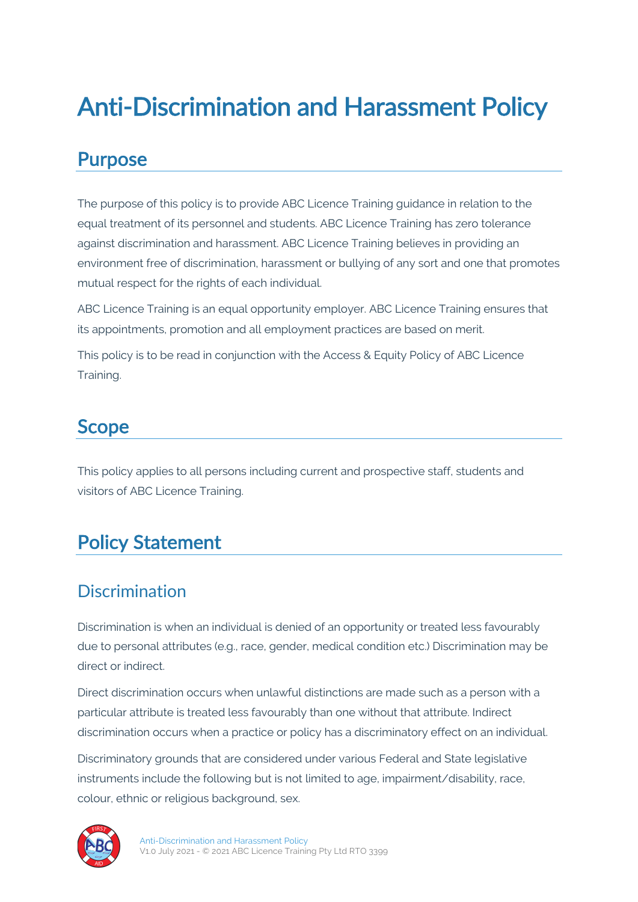# Anti-Discrimination and Harassment Policy

## Purpose

The purpose of this policy is to provide ABC Licence Training guidance in relation to the equal treatment of its personnel and students. ABC Licence Training has zero tolerance against discrimination and harassment. ABC Licence Training believes in providing an environment free of discrimination, harassment or bullying of any sort and one that promotes mutual respect for the rights of each individual.

ABC Licence Training is an equal opportunity employer. ABC Licence Training ensures that its appointments, promotion and all employment practices are based on merit.

This policy is to be read in conjunction with the Access & Equity Policy of ABC Licence Training.

## Scope

This policy applies to all persons including current and prospective staff, students and visitors of ABC Licence Training.

## Policy Statement

### Discrimination

Discrimination is when an individual is denied of an opportunity or treated less favourably due to personal attributes (e.g., race, gender, medical condition etc.) Discrimination may be direct or indirect.

Direct discrimination occurs when unlawful distinctions are made such as a person with a particular attribute is treated less favourably than one without that attribute. Indirect discrimination occurs when a practice or policy has a discriminatory effect on an individual.

Discriminatory grounds that are considered under various Federal and State legislative instruments include the following but is not limited to age, impairment/disability, race, colour, ethnic or religious background, sex.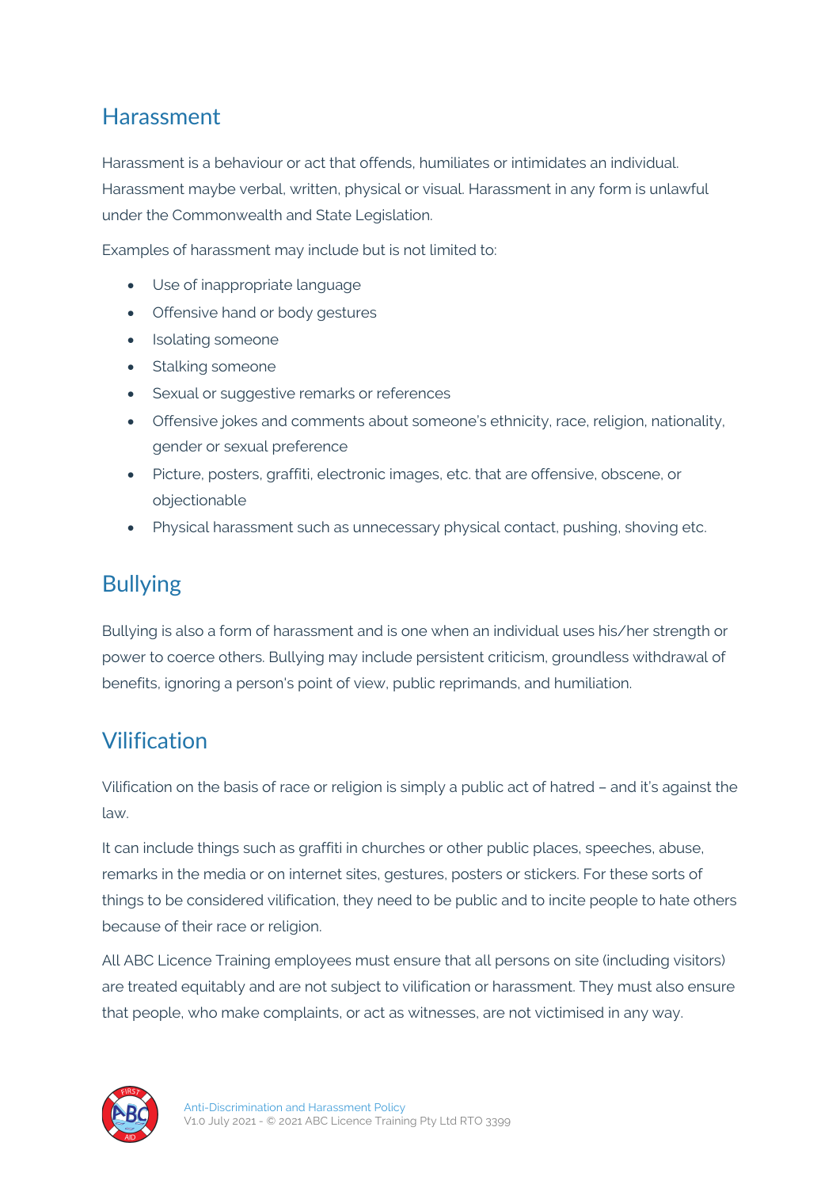## Harassment

Harassment is a behaviour or act that offends, humiliates or intimidates an individual. Harassment maybe verbal, written, physical or visual. Harassment in any form is unlawful under the Commonwealth and State Legislation.

Examples of harassment may include but is not limited to:

- Use of inappropriate language
- Offensive hand or body gestures
- Isolating someone
- Stalking someone
- Sexual or suggestive remarks or references
- Offensive jokes and comments about someone's ethnicity, race, religion, nationality, gender or sexual preference
- Picture, posters, graffiti, electronic images, etc. that are offensive, obscene, or objectionable
- Physical harassment such as unnecessary physical contact, pushing, shoving etc.

## Bullying

Bullying is also a form of harassment and is one when an individual uses his/her strength or power to coerce others. Bullying may include persistent criticism, groundless withdrawal of benefits, ignoring a person's point of view, public reprimands, and humiliation.

## Vilification

Vilification on the basis of race or religion is simply a public act of hatred – and it's against the law.

It can include things such as graffiti in churches or other public places, speeches, abuse, remarks in the media or on internet sites, gestures, posters or stickers. For these sorts of things to be considered vilification, they need to be public and to incite people to hate others because of their race or religion.

All ABC Licence Training employees must ensure that all persons on site (including visitors) are treated equitably and are not subject to vilification or harassment. They must also ensure that people, who make complaints, or act as witnesses, are not victimised in any way.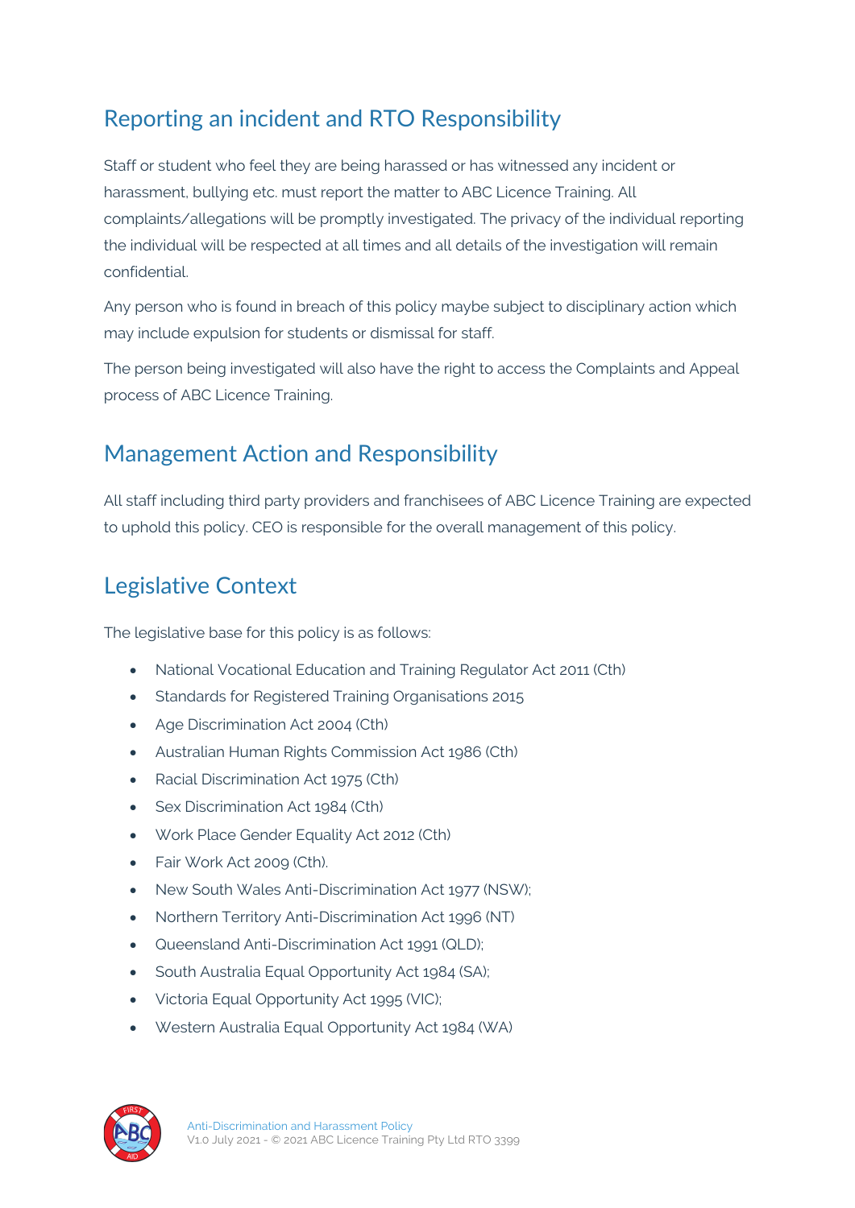## Reporting an incident and RTO Responsibility

Staff or student who feel they are being harassed or has witnessed any incident or harassment, bullying etc. must report the matter to ABC Licence Training. All complaints/allegations will be promptly investigated. The privacy of the individual reporting the individual will be respected at all times and all details of the investigation will remain confidential.

Any person who is found in breach of this policy maybe subject to disciplinary action which may include expulsion for students or dismissal for staff.

The person being investigated will also have the right to access the Complaints and Appeal process of ABC Licence Training.

## Management Action and Responsibility

All staff including third party providers and franchisees of ABC Licence Training are expected to uphold this policy. CEO is responsible for the overall management of this policy.

## Legislative Context

The legislative base for this policy is as follows:

- National Vocational Education and Training Regulator Act 2011 (Cth)
- Standards for Registered Training Organisations 2015
- Age Discrimination Act 2004 (Cth)
- Australian Human Rights Commission Act 1986 (Cth)
- Racial Discrimination Act 1975 (Cth)
- Sex Discrimination Act 1984 (Cth)
- Work Place Gender Equality Act 2012 (Cth)
- Fair Work Act 2009 (Cth).
- New South Wales Anti-Discrimination Act 1977 (NSW);
- Northern Territory Anti-Discrimination Act 1996 (NT)
- Queensland Anti-Discrimination Act 1991 (QLD);
- South Australia Equal Opportunity Act 1984 (SA);
- Victoria Equal Opportunity Act 1995 (VIC);
- Western Australia Equal Opportunity Act 1984 (WA)